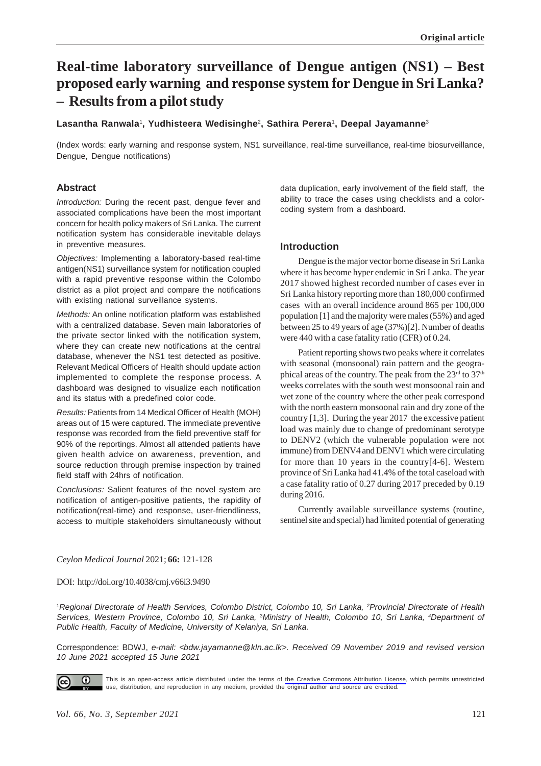Original article

# Real-time laboratory surveillance of Dengue antigen (NS1) – Best proposed early warning and response system for Dengue in Sri Lanka? – Results from a pilot study

**Lasantha Ranwala**[1]**, Yudhisteera Wedisinghe**[2]**, Sathira Perera**[1]**, Deepal Jayamanne**[3]

(Index words: early warning and response system, NS1 surveillance, real-time surveillance, real-time biosurveillance, Dengue, Dengue notifications)

## Abstract

*Introduction:* During the recent past, dengue fever and associated complications have been the most important concern for health policy makers of Sri Lanka. The current notification system has considerable inevitable delays in preventive measures.

*Objectives:* Implementing a laboratory-based real-time antigen(NS1) surveillance system for notification coupled with a rapid preventive response within the Colombo district as a pilot project and compare the notifications with existing national surveillance systems.

*Methods:* An online notification platform was established with a centralized database. Seven main laboratories of the private sector linked with the notification system, where they can create new notifications at the central database, whenever the NS1 test detected as positive. Relevant Medical Officers of Health should update action implemented to complete the response process. A dashboard was designed to visualize each notification and its status with a predefined color code.

*Results:* Patients from 14 Medical Officer of Health (MOH) areas out of 15 were captured. The immediate preventive response was recorded from the field preventive staff for 90% of the reportings. Almost all attended patients have given health advice on awareness, prevention, and source reduction through premise inspection by trained field staff with 24hrs of notification.

*Conclusions:* Salient features of the novel system are notification of antigen-positive patients, the rapidity of notification(real-time) and response, user-friendliness, access to multiple stakeholders simultaneously without data duplication, early involvement of the field staff, the ability to trace the cases using checklists and a color-coding system from a dashboard.

## Introduction

Dengue is the major vector borne disease in Sri Lanka where it has become hyper endemic in Sri Lanka. The year 2017 showed highest recorded number of cases ever in Sri Lanka history reporting more than 180,000 confirmed cases with an overall incidence around 865 per 100,000 population [1] and the majority were males (55%) and aged between 25 to 49 years of age (37%)[2]. Number of deaths were 440 with a case fatality ratio (CFR) of 0.24.

Patient reporting shows two peaks where it correlates with seasonal (monsoonal) rain pattern and the geographical areas of the country. The peak from the 23rd to 37th weeks correlates with the south west monsoonal rain and wet zone of the country where the other peak correspond with the north eastern monsoonal rain and dry zone of the country [1,3]. During the year 2017 the excessive patient load was mainly due to change of predominant serotype to DENV2 (which the vulnerable population were not immune) from DENV4 and DENV1 which were circulating for more than 10 years in the country[4-6]. Western province of Sri Lanka had 41.4% of the total caseload with a case fatality ratio of 0.27 during 2017 preceded by 0.19 during 2016.

Currently available surveillance systems (routine, sentinel site and special) had limited potential of generating

*Ceylon Medical Journal* 2021; **66:** 121-128

DOI: http://doi.org/10.4038/cmj.v66i3.9490

[1]*Regional Directorate of Health Services, Colombo District, Colombo 10, Sri Lanka,* [2]*Provincial Directorate of Health Services, Western Province, Colombo 10, Sri Lanka,* [3]*Ministry of Health, Colombo 10, Sri Lanka,* [4]*Department of Public Health, Faculty of Medicine, University of Kelaniya, Sri Lanka.*

Correspondence: BDWJ, *e-mail: <bdw.jayamanne@kln.ac.lk>. Received 09 November 2019 and revised version 10 June 2021 accepted 15 June 2021*

This is an open-access article distributed under the terms of the Creative Commons Attribution License, which permits unrestricted use, distribution, and reproduction in any medium, provided the original author and source are credited.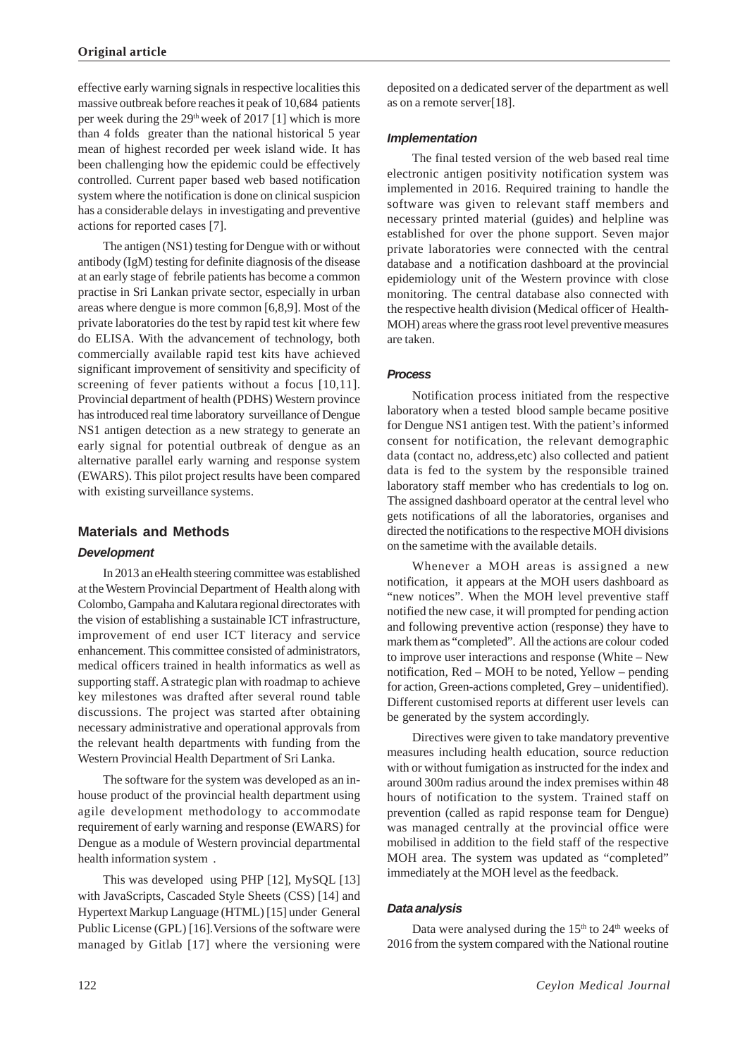effective early warning signals in respective localities this massive outbreak before reaches it peak of 10,684 patients per week during the 29th week of 2017 [1] which is more than 4 folds greater than the national historical 5 year mean of highest recorded per week island wide. It has been challenging how the epidemic could be effectively controlled. Current paper based web based notification system where the notification is done on clinical suspicion has a considerable delays in investigating and preventive actions for reported cases [7].

The antigen (NS1) testing for Dengue with or without antibody (IgM) testing for definite diagnosis of the disease at an early stage of febrile patients has become a common practise in Sri Lankan private sector, especially in urban areas where dengue is more common [6,8,9]. Most of the private laboratories do the test by rapid test kit where few do ELISA. With the advancement of technology, both commercially available rapid test kits have achieved significant improvement of sensitivity and specificity of screening of fever patients without a focus [10,11]. Provincial department of health (PDHS) Western province has introduced real time laboratory surveillance of Dengue NS1 antigen detection as a new strategy to generate an early signal for potential outbreak of dengue as an alternative parallel early warning and response system (EWARS). This pilot project results have been compared with existing surveillance systems.

## Materials and Methods

### Development

In 2013 an eHealth steering committee was established at the Western Provincial Department of Health along with Colombo, Gampaha and Kalutara regional directorates with the vision of establishing a sustainable ICT infrastructure, improvement of end user ICT literacy and service enhancement. This committee consisted of administrators, medical officers trained in health informatics as well as supporting staff. A strategic plan with roadmap to achieve key milestones was drafted after several round table discussions. The project was started after obtaining necessary administrative and operational approvals from the relevant health departments with funding from the Western Provincial Health Department of Sri Lanka.

The software for the system was developed as an in-house product of the provincial health department using agile development methodology to accommodate requirement of early warning and response (EWARS) for Dengue as a module of Western provincial departmental health information system .

This was developed using PHP [12], MySQL [13] with JavaScripts, Cascaded Style Sheets (CSS) [14] and Hypertext Markup Language (HTML) [15] under General Public License (GPL) [16].Versions of the software were managed by Gitlab [17] where the versioning were deposited on a dedicated server of the department as well as on a remote server[18].

### Implementation

The final tested version of the web based real time electronic antigen positivity notification system was implemented in 2016. Required training to handle the software was given to relevant staff members and necessary printed material (guides) and helpline was established for over the phone support. Seven major private laboratories were connected with the central database and a notification dashboard at the provincial epidemiology unit of the Western province with close monitoring. The central database also connected with the respective health division (Medical officer of Health-MOH) areas where the grass root level preventive measures are taken.

### Process

Notification process initiated from the respective laboratory when a tested blood sample became positive for Dengue NS1 antigen test. With the patient's informed consent for notification, the relevant demographic data (contact no, address,etc) also collected and patient data is fed to the system by the responsible trained laboratory staff member who has credentials to log on. The assigned dashboard operator at the central level who gets notifications of all the laboratories, organises and directed the notifications to the respective MOH divisions on the sametime with the available details.

Whenever a MOH areas is assigned a new notification, it appears at the MOH users dashboard as "new notices". When the MOH level preventive staff notified the new case, it will prompted for pending action and following preventive action (response) they have to mark them as "completed". All the actions are colour coded to improve user interactions and response (White – New notification, Red – MOH to be noted, Yellow – pending for action, Green-actions completed, Grey – unidentified). Different customised reports at different user levels can be generated by the system accordingly.

Directives were given to take mandatory preventive measures including health education, source reduction with or without fumigation as instructed for the index and around 300m radius around the index premises within 48 hours of notification to the system. Trained staff on prevention (called as rapid response team for Dengue) was managed centrally at the provincial office were mobilised in addition to the field staff of the respective MOH area. The system was updated as "completed" immediately at the MOH level as the feedback.

### Data analysis

Data were analysed during the 15th to 24th weeks of 2016 from the system compared with the National routine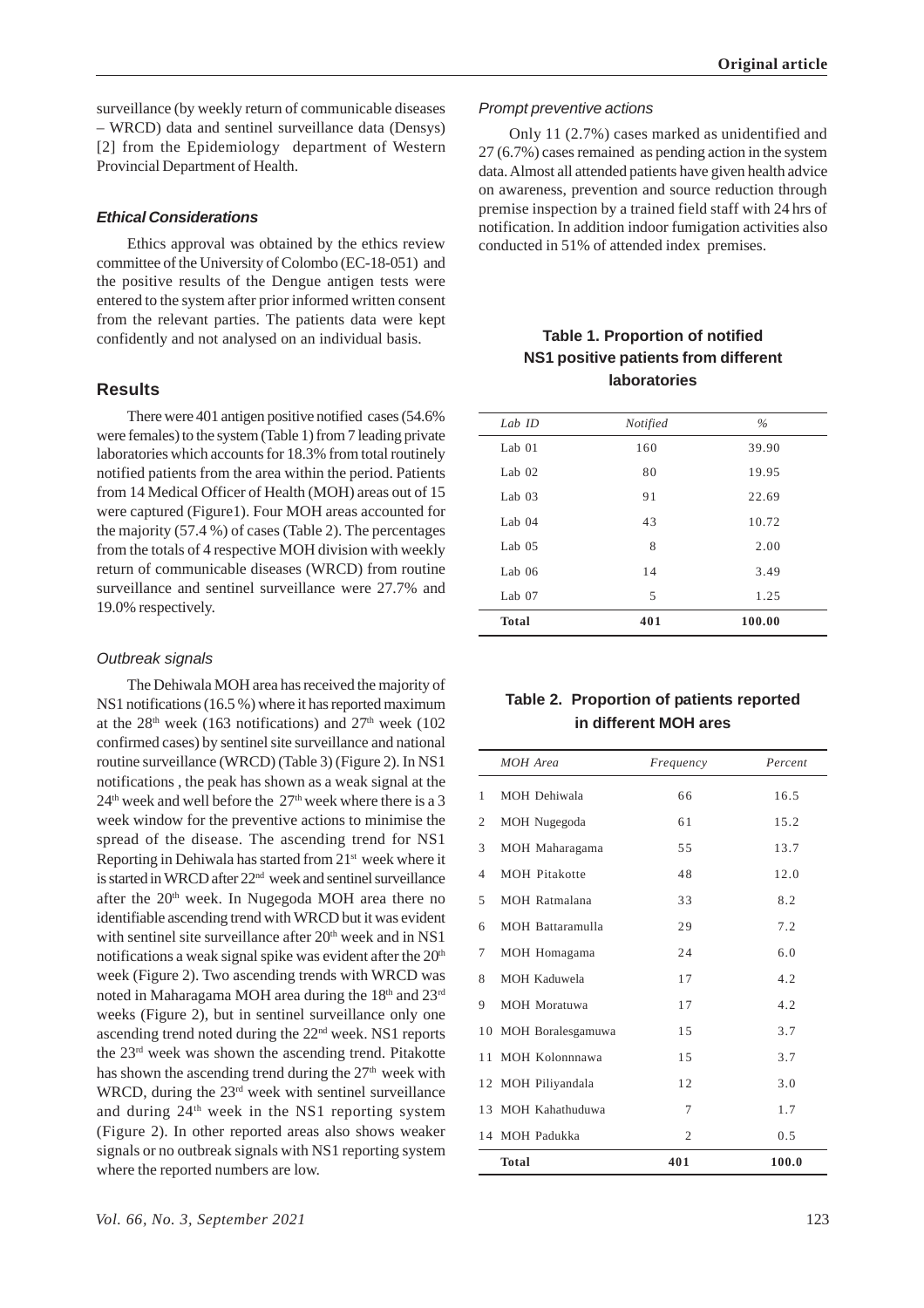surveillance (by weekly return of communicable diseases – WRCD) data and sentinel surveillance data (Densys) [2] from the Epidemiology department of Western Provincial Department of Health.

### *Ethical Considerations*

Ethics approval was obtained by the ethics review committee of the University of Colombo (EC-18-051) and the positive results of the Dengue antigen tests were entered to the system after prior informed written consent from the relevant parties. The patients data were kept confidently and not analysed on an individual basis.

## Results

There were 401 antigen positive notified cases (54.6% were females) to the system (Table 1) from 7 leading private laboratories which accounts for 18.3% from total routinely notified patients from the area within the period. Patients from 14 Medical Officer of Health (MOH) areas out of 15 were captured (Figure1). Four MOH areas accounted for the majority (57.4 %) of cases (Table 2). The percentages from the totals of 4 respective MOH division with weekly return of communicable diseases (WRCD) from routine surveillance and sentinel surveillance were 27.7% and 19.0% respectively.

### *Outbreak signals*

The Dehiwala MOH area has received the majority of NS1 notifications (16.5 %) where it has reported maximum at the 28th week (163 notifications) and 27th week (102 confirmed cases) by sentinel site surveillance and national routine surveillance (WRCD) (Table 3) (Figure 2). In NS1 notifications , the peak has shown as a weak signal at the 24th week and well before the 27th week where there is a 3 week window for the preventive actions to minimise the spread of the disease. The ascending trend for NS1 Reporting in Dehiwala has started from 21st week where it is started in WRCD after 22nd week and sentinel surveillance after the 20th week. In Nugegoda MOH area there no identifiable ascending trend with WRCD but it was evident with sentinel site surveillance after 20th week and in NS1 notifications a weak signal spike was evident after the 20th week (Figure 2). Two ascending trends with WRCD was noted in Maharagama MOH area during the 18th and 23rd weeks (Figure 2), but in sentinel surveillance only one ascending trend noted during the 22nd week. NS1 reports the 23rd week was shown the ascending trend. Pitakotte has shown the ascending trend during the 27th week with WRCD, during the 23rd week with sentinel surveillance and during 24th week in the NS1 reporting system (Figure 2). In other reported areas also shows weaker signals or no outbreak signals with NS1 reporting system where the reported numbers are low.

### *Prompt preventive actions*

Only 11 (2.7%) cases marked as unidentified and 27 (6.7%) cases remained as pending action in the system data. Almost all attended patients have given health advice on awareness, prevention and source reduction through premise inspection by a trained field staff with 24 hrs of notification. In addition indoor fumigation activities also conducted in 51% of attended index premises.

**Table 1. Proportion of notified NS1 positive patients from different laboratories**

| Lab ID | Notified | % |
|---|---|---|
| Lab 01 | 160 | 39.90 |
| Lab 02 | 80 | 19.95 |
| Lab 03 | 91 | 22.69 |
| Lab 04 | 43 | 10.72 |
| Lab 05 | 8 | 2.00 |
| Lab 06 | 14 | 3.49 |
| Lab 07 | 5 | 1.25 |
| **Total** | **401** | **100.00** |

**Table 2. Proportion of patients reported in different MOH ares**

| | MOH Area | Frequency | Percent |
|---|---|---|---|
| 1 | MOH Dehiwala | 66 | 16.5 |
| 2 | MOH Nugegoda | 61 | 15.2 |
| 3 | MOH Maharagama | 55 | 13.7 |
| 4 | MOH Pitakotte | 48 | 12.0 |
| 5 | MOH Ratmalana | 33 | 8.2 |
| 6 | MOH Battaramulla | 29 | 7.2 |
| 7 | MOH Homagama | 24 | 6.0 |
| 8 | MOH Kaduwela | 17 | 4.2 |
| 9 | MOH Moratuwa | 17 | 4.2 |
| 10 | MOH Boralesgamuwa | 15 | 3.7 |
| 11 | MOH Kolonnnawa | 15 | 3.7 |
| 12 | MOH Piliyandala | 12 | 3.0 |
| 13 | MOH Kahathuduwa | 7 | 1.7 |
| 14 | MOH Padukka | 2 | 0.5 |
| | **Total** | **401** | **100.0** |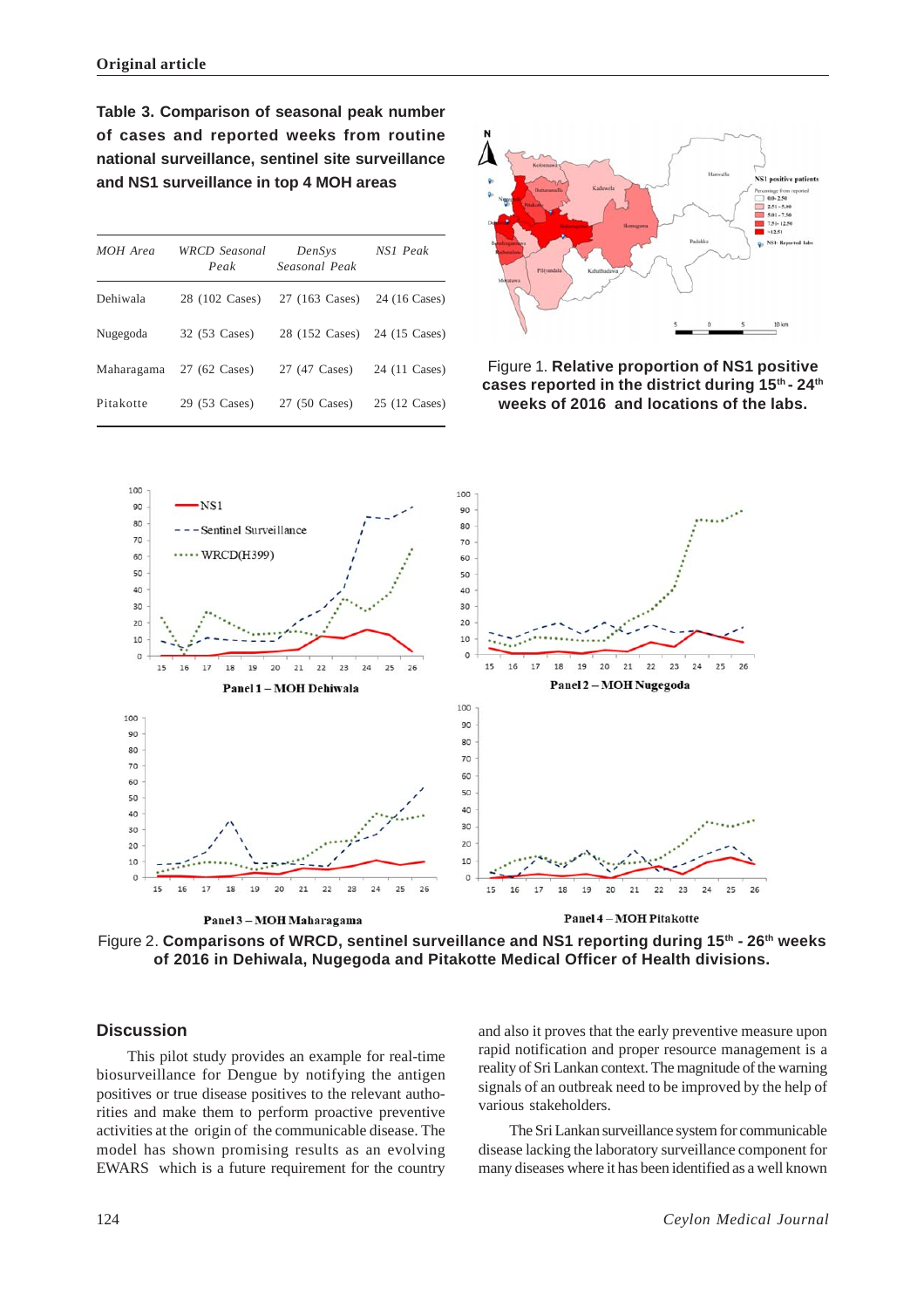**Table 3. Comparison of seasonal peak number of cases and reported weeks from routine national surveillance, sentinel site surveillance and NS1 surveillance in top 4 MOH areas**

| *MOH Area* | *WRCD Seasonal Peak* | *DenSys Seasonal Peak* | *NS1 Peak* |
|---|---|---|---|
| Dehiwala | 28 (102 Cases) | 27 (163 Cases) | 24 (16 Cases) |
| Nugegoda | 32 (53 Cases) | 28 (152 Cases) | 24 (15 Cases) |
| Maharagama | 27 (62 Cases) | 27 (47 Cases) | 24 (11 Cases) |
| Pitakotte | 29 (53 Cases) | 27 (50 Cases) | 25 (12 Cases) |

Figure 1. **Relative proportion of NS1 positive cases reported in the district during 15th - 24th weeks of 2016 and locations of the labs.**

Figure 2. **Comparisons of WRCD, sentinel surveillance and NS1 reporting during 15th - 26th weeks of 2016 in Dehiwala, Nugegoda and Pitakotte Medical Officer of Health divisions.**

## Discussion

This pilot study provides an example for real-time biosurveillance for Dengue by notifying the antigen positives or true disease positives to the relevant authorities and make them to perform proactive preventive activities at the origin of the communicable disease. The model has shown promising results as an evolving EWARS which is a future requirement for the country and also it proves that the early preventive measure upon rapid notification and proper resource management is a reality of Sri Lankan context. The magnitude of the warning signals of an outbreak need to be improved by the help of various stakeholders.

The Sri Lankan surveillance system for communicable disease lacking the laboratory surveillance component for many diseases where it has been identified as a well known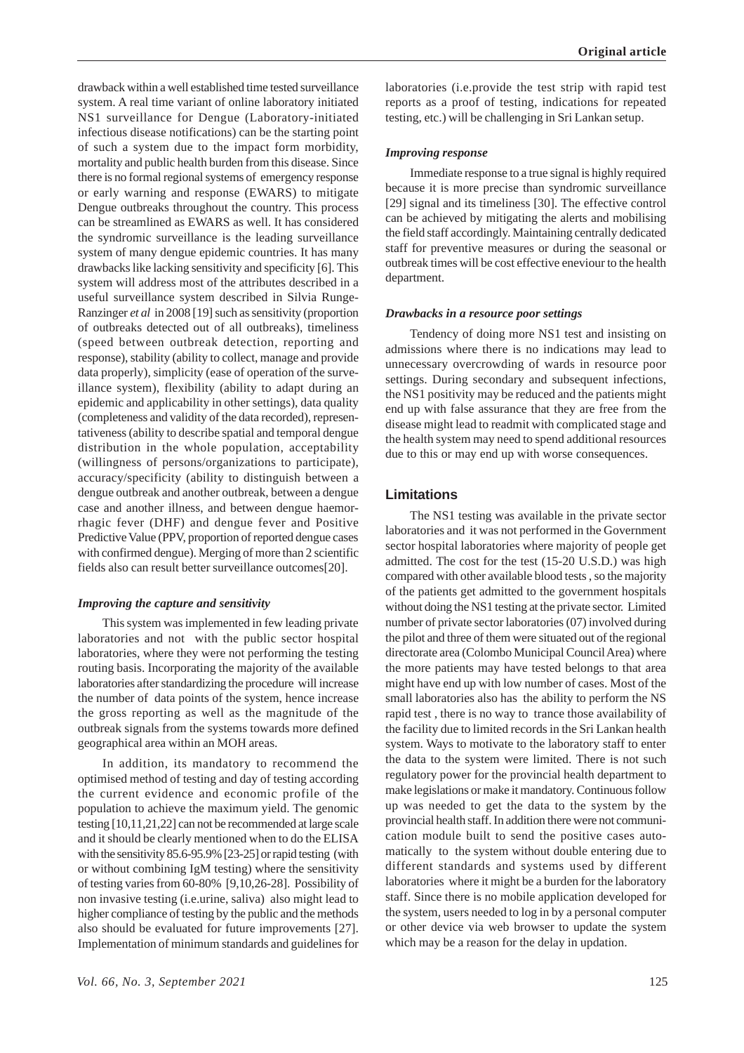drawback within a well established time tested surveillance system. A real time variant of online laboratory initiated NS1 surveillance for Dengue (Laboratory-initiated infectious disease notifications) can be the starting point of such a system due to the impact form morbidity, mortality and public health burden from this disease. Since there is no formal regional systems of emergency response or early warning and response (EWARS) to mitigate Dengue outbreaks throughout the country. This process can be streamlined as EWARS as well. It has considered the syndromic surveillance is the leading surveillance system of many dengue epidemic countries. It has many drawbacks like lacking sensitivity and specificity [6]. This system will address most of the attributes described in a useful surveillance system described in Silvia Runge-Ranzinger *et al* in 2008 [19] such as sensitivity (proportion of outbreaks detected out of all outbreaks), timeliness (speed between outbreak detection, reporting and response), stability (ability to collect, manage and provide data properly), simplicity (ease of operation of the surveillance system), flexibility (ability to adapt during an epidemic and applicability in other settings), data quality (completeness and validity of the data recorded), representativeness (ability to describe spatial and temporal dengue distribution in the whole population, acceptability (willingness of persons/organizations to participate), accuracy/specificity (ability to distinguish between a dengue outbreak and another outbreak, between a dengue case and another illness, and between dengue haemorrhagic fever (DHF) and dengue fever and Positive Predictive Value (PPV, proportion of reported dengue cases with confirmed dengue). Merging of more than 2 scientific fields also can result better surveillance outcomes[20].

### *Improving the capture and sensitivity*

This system was implemented in few leading private laboratories and not with the public sector hospital laboratories, where they were not performing the testing routing basis. Incorporating the majority of the available laboratories after standardizing the procedure will increase the number of data points of the system, hence increase the gross reporting as well as the magnitude of the outbreak signals from the systems towards more defined geographical area within an MOH areas.

In addition, its mandatory to recommend the optimised method of testing and day of testing according the current evidence and economic profile of the population to achieve the maximum yield. The genomic testing [10,11,21,22] can not be recommended at large scale and it should be clearly mentioned when to do the ELISA with the sensitivity 85.6-95.9% [23-25] or rapid testing (with or without combining IgM testing) where the sensitivity of testing varies from 60-80% [9,10,26-28]. Possibility of non invasive testing (i.e.urine, saliva) also might lead to higher compliance of testing by the public and the methods also should be evaluated for future improvements [27]. Implementation of minimum standards and guidelines for laboratories (i.e.provide the test strip with rapid test reports as a proof of testing, indications for repeated testing, etc.) will be challenging in Sri Lankan setup.

### *Improving response*

Immediate response to a true signal is highly required because it is more precise than syndromic surveillance [29] signal and its timeliness [30]. The effective control can be achieved by mitigating the alerts and mobilising the field staff accordingly. Maintaining centrally dedicated staff for preventive measures or during the seasonal or outbreak times will be cost effective eneviour to the health department.

### *Drawbacks in a resource poor settings*

Tendency of doing more NS1 test and insisting on admissions where there is no indications may lead to unnecessary overcrowding of wards in resource poor settings. During secondary and subsequent infections, the NS1 positivity may be reduced and the patients might end up with false assurance that they are free from the disease might lead to readmit with complicated stage and the health system may need to spend additional resources due to this or may end up with worse consequences.

## Limitations

The NS1 testing was available in the private sector laboratories and it was not performed in the Government sector hospital laboratories where majority of people get admitted. The cost for the test (15-20 U.S.D.) was high compared with other available blood tests , so the majority of the patients get admitted to the government hospitals without doing the NS1 testing at the private sector. Limited number of private sector laboratories (07) involved during the pilot and three of them were situated out of the regional directorate area (Colombo Municipal Council Area) where the more patients may have tested belongs to that area might have end up with low number of cases. Most of the small laboratories also has the ability to perform the NS rapid test , there is no way to trance those availability of the facility due to limited records in the Sri Lankan health system. Ways to motivate to the laboratory staff to enter the data to the system were limited. There is not such regulatory power for the provincial health department to make legislations or make it mandatory. Continuous follow up was needed to get the data to the system by the provincial health staff. In addition there were not communication module built to send the positive cases automatically to the system without double entering due to different standards and systems used by different laboratories where it might be a burden for the laboratory staff. Since there is no mobile application developed for the system, users needed to log in by a personal computer or other device via web browser to update the system which may be a reason for the delay in updation.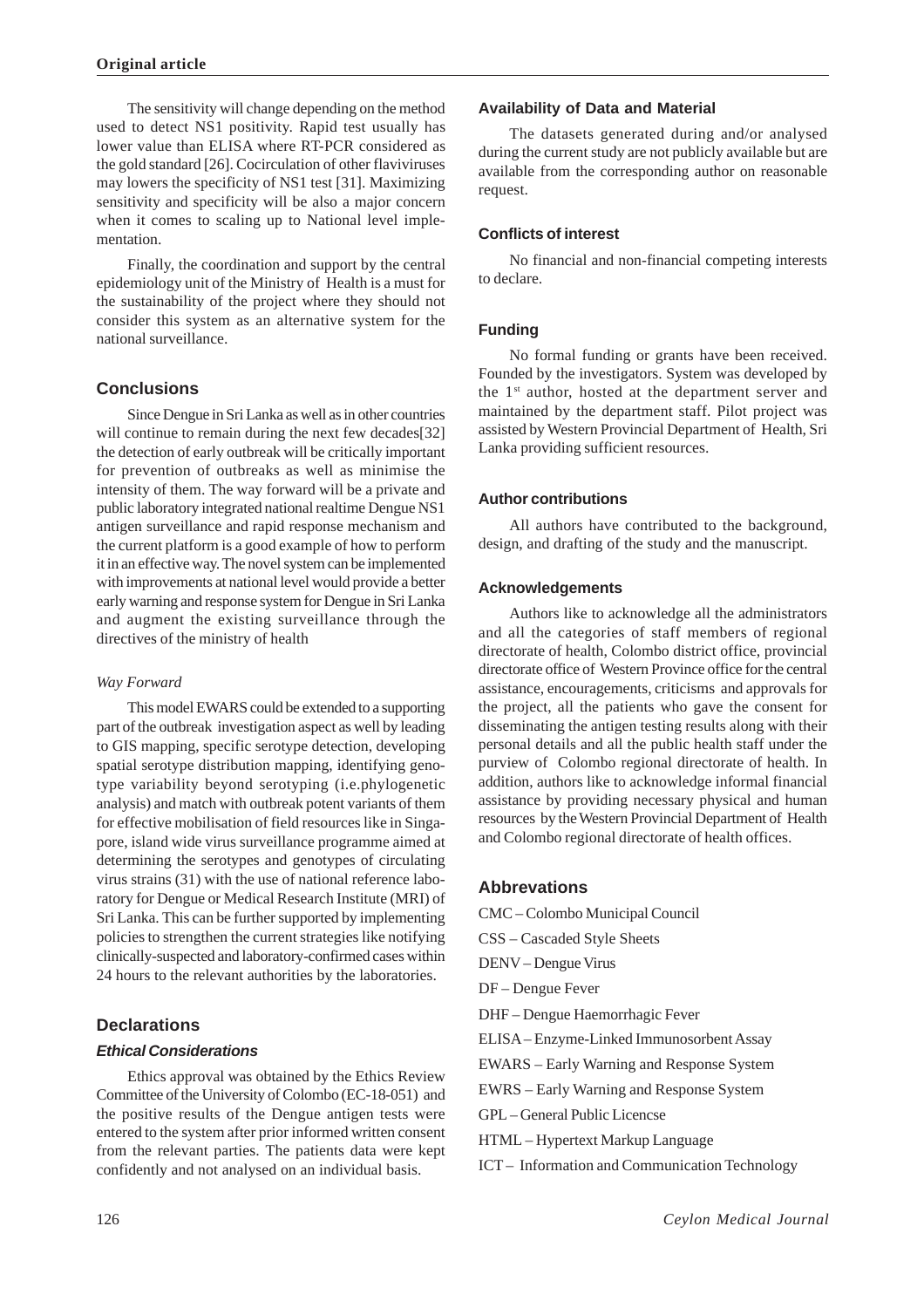The sensitivity will change depending on the method used to detect NS1 positivity. Rapid test usually has lower value than ELISA where RT-PCR considered as the gold standard [26]. Cocirculation of other flaviviruses may lowers the specificity of NS1 test [31]. Maximizing sensitivity and specificity will be also a major concern when it comes to scaling up to National level implementation.

Finally, the coordination and support by the central epidemiology unit of the Ministry of Health is a must for the sustainability of the project where they should not consider this system as an alternative system for the national surveillance.

## Conclusions

Since Dengue in Sri Lanka as well as in other countries will continue to remain during the next few decades[32] the detection of early outbreak will be critically important for prevention of outbreaks as well as minimise the intensity of them. The way forward will be a private and public laboratory integrated national realtime Dengue NS1 antigen surveillance and rapid response mechanism and the current platform is a good example of how to perform it in an effective way. The novel system can be implemented with improvements at national level would provide a better early warning and response system for Dengue in Sri Lanka and augment the existing surveillance through the directives of the ministry of health

*Way Forward*

This model EWARS could be extended to a supporting part of the outbreak investigation aspect as well by leading to GIS mapping, specific serotype detection, developing spatial serotype distribution mapping, identifying genotype variability beyond serotyping (i.e.phylogenetic analysis) and match with outbreak potent variants of them for effective mobilisation of field resources like in Singapore, island wide virus surveillance programme aimed at determining the serotypes and genotypes of circulating virus strains (31) with the use of national reference laboratory for Dengue or Medical Research Institute (MRI) of Sri Lanka. This can be further supported by implementing policies to strengthen the current strategies like notifying clinically-suspected and laboratory-confirmed cases within 24 hours to the relevant authorities by the laboratories.

## Declarations

### *Ethical Considerations*

Ethics approval was obtained by the Ethics Review Committee of the University of Colombo (EC-18-051) and the positive results of the Dengue antigen tests were entered to the system after prior informed written consent from the relevant parties. The patients data were kept confidently and not analysed on an individual basis.

### Availability of Data and Material

The datasets generated during and/or analysed during the current study are not publicly available but are available from the corresponding author on reasonable request.

### Conflicts of interest

No financial and non-financial competing interests to declare.

### Funding

No formal funding or grants have been received. Founded by the investigators. System was developed by the 1st author, hosted at the department server and maintained by the department staff. Pilot project was assisted by Western Provincial Department of Health, Sri Lanka providing sufficient resources.

### Author contributions

All authors have contributed to the background, design, and drafting of the study and the manuscript.

### Acknowledgements

Authors like to acknowledge all the administrators and all the categories of staff members of regional directorate of health, Colombo district office, provincial directorate office of Western Province office for the central assistance, encouragements, criticisms and approvals for the project, all the patients who gave the consent for disseminating the antigen testing results along with their personal details and all the public health staff under the purview of Colombo regional directorate of health. In addition, authors like to acknowledge informal financial assistance by providing necessary physical and human resources by the Western Provincial Department of Health and Colombo regional directorate of health offices.

## Abbrevations

CMC – Colombo Municipal Council

CSS – Cascaded Style Sheets

DENV – Dengue Virus

DF – Dengue Fever

DHF – Dengue Haemorrhagic Fever

ELISA – Enzyme-Linked Immunosorbent Assay

EWARS – Early Warning and Response System

EWRS – Early Warning and Response System

GPL – General Public Licencse

HTML – Hypertext Markup Language

ICT – Information and Communication Technology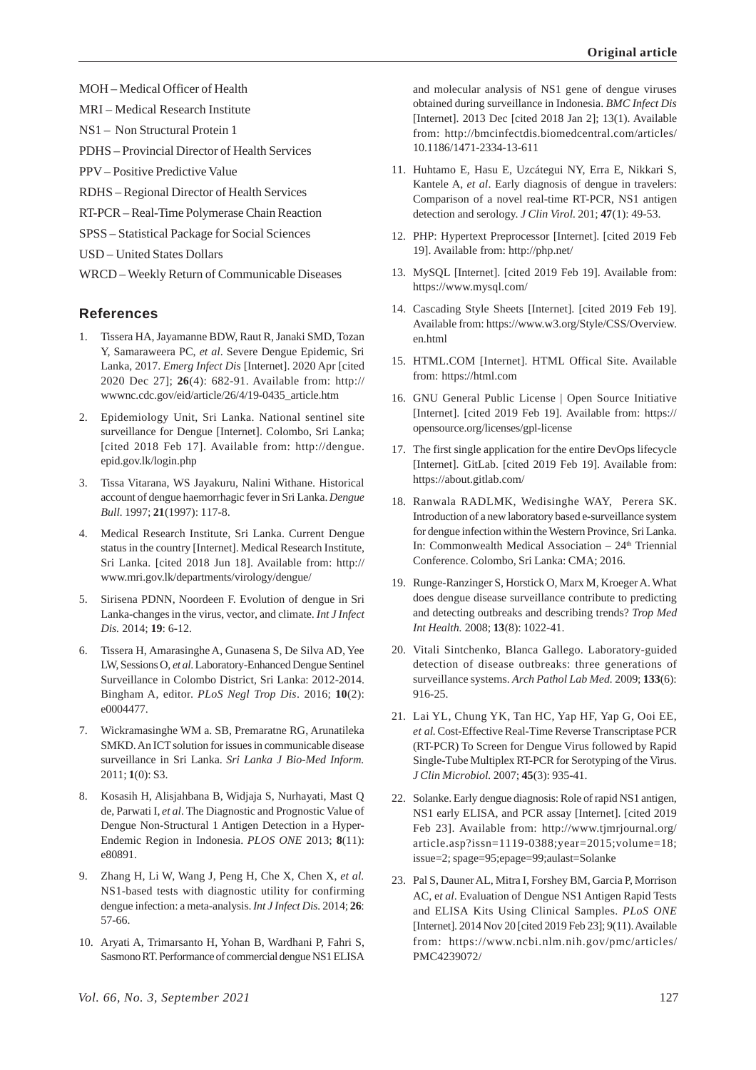MOH – Medical Officer of Health

MRI – Medical Research Institute

NS1 – Non Structural Protein 1

PDHS – Provincial Director of Health Services

PPV – Positive Predictive Value

RDHS – Regional Director of Health Services

RT-PCR – Real-Time Polymerase Chain Reaction

SPSS – Statistical Package for Social Sciences

USD – United States Dollars

WRCD – Weekly Return of Communicable Diseases

## References

1. Tissera HA, Jayamanne BDW, Raut R, Janaki SMD, Tozan Y, Samaraweera PC, *et al*. Severe Dengue Epidemic, Sri Lanka, 2017. *Emerg Infect Dis* [Internet]. 2020 Apr [cited 2020 Dec 27]; **26**(4): 682-91. Available from: http://wwwnc.cdc.gov/eid/article/26/4/19-0435_article.htm
2. Epidemiology Unit, Sri Lanka. National sentinel site surveillance for Dengue [Internet]. Colombo, Sri Lanka; [cited 2018 Feb 17]. Available from: http://dengue.epid.gov.lk/login.php
3. Tissa Vitarana, WS Jayakuru, Nalini Withane. Historical account of dengue haemorrhagic fever in Sri Lanka. *Dengue Bull.* 1997; **21**(1997): 117-8.
4. Medical Research Institute, Sri Lanka. Current Dengue status in the country [Internet]. Medical Research Institute, Sri Lanka. [cited 2018 Jun 18]. Available from: http://www.mri.gov.lk/departments/virology/dengue/
5. Sirisena PDNN, Noordeen F. Evolution of dengue in Sri Lanka-changes in the virus, vector, and climate. *Int J Infect Dis.* 2014; **19**: 6-12.
6. Tissera H, Amarasinghe A, Gunasena S, De Silva AD, Yee LW, Sessions O, *et al.* Laboratory-Enhanced Dengue Sentinel Surveillance in Colombo District, Sri Lanka: 2012-2014. Bingham A, editor. *PLoS Negl Trop Dis*. 2016; **10**(2): e0004477.
7. Wickramasinghe WM a. SB, Premaratne RG, Arunatileka SMKD. An ICT solution for issues in communicable disease surveillance in Sri Lanka. *Sri Lanka J Bio-Med Inform.* 2011; **1**(0): S3.
8. Kosasih H, Alisjahbana B, Widjaja S, Nurhayati, Mast Q de, Parwati I, *et al*. The Diagnostic and Prognostic Value of Dengue Non-Structural 1 Antigen Detection in a Hyper-Endemic Region in Indonesia. *PLOS ONE* 2013; **8**(11): e80891.
9. Zhang H, Li W, Wang J, Peng H, Che X, Chen X, *et al.* NS1-based tests with diagnostic utility for confirming dengue infection: a meta-analysis. *Int J Infect Dis.* 2014; **26**: 57-66.
10. Aryati A, Trimarsanto H, Yohan B, Wardhani P, Fahri S, Sasmono RT. Performance of commercial dengue NS1 ELISA and molecular analysis of NS1 gene of dengue viruses obtained during surveillance in Indonesia. *BMC Infect Dis* [Internet]. 2013 Dec [cited 2018 Jan 2]; 13(1). Available from: http://bmcinfectdis.biomedcentral.com/articles/10.1186/1471-2334-13-611
11. Huhtamo E, Hasu E, Uzcátegui NY, Erra E, Nikkari S, Kantele A, *et al*. Early diagnosis of dengue in travelers: Comparison of a novel real-time RT-PCR, NS1 antigen detection and serology. *J Clin Virol.* 201; **47**(1): 49-53.
12. PHP: Hypertext Preprocessor [Internet]. [cited 2019 Feb 19]. Available from: http://php.net/
13. MySQL [Internet]. [cited 2019 Feb 19]. Available from: https://www.mysql.com/
14. Cascading Style Sheets [Internet]. [cited 2019 Feb 19]. Available from: https://www.w3.org/Style/CSS/Overview.en.html
15. HTML.COM [Internet]. HTML Offical Site. Available from: https://html.com
16. GNU General Public License | Open Source Initiative [Internet]. [cited 2019 Feb 19]. Available from: https://opensource.org/licenses/gpl-license
17. The first single application for the entire DevOps lifecycle [Internet]. GitLab. [cited 2019 Feb 19]. Available from: https://about.gitlab.com/
18. Ranwala RADLMK, Wedisinghe WAY, Perera SK. Introduction of a new laboratory based e-surveillance system for dengue infection within the Western Province, Sri Lanka. In: Commonwealth Medical Association – 24th Triennial Conference. Colombo, Sri Lanka: CMA; 2016.
19. Runge-Ranzinger S, Horstick O, Marx M, Kroeger A. What does dengue disease surveillance contribute to predicting and detecting outbreaks and describing trends? *Trop Med Int Health.* 2008; **13**(8): 1022-41.
20. Vitali Sintchenko, Blanca Gallego. Laboratory-guided detection of disease outbreaks: three generations of surveillance systems. *Arch Pathol Lab Med.* 2009; **133**(6): 916-25.
21. Lai YL, Chung YK, Tan HC, Yap HF, Yap G, Ooi EE, *et al.* Cost-Effective Real-Time Reverse Transcriptase PCR (RT-PCR) To Screen for Dengue Virus followed by Rapid Single-Tube Multiplex RT-PCR for Serotyping of the Virus. *J Clin Microbiol.* 2007; **45**(3): 935-41.
22. Solanke. Early dengue diagnosis: Role of rapid NS1 antigen, NS1 early ELISA, and PCR assay [Internet]. [cited 2019 Feb 23]. Available from: http://www.tjmrjournal.org/article.asp?issn=1119-0388;year=2015;volume=18;issue=2;spage=95;epage=99;aulast=Solanke
23. Pal S, Dauner AL, Mitra I, Forshey BM, Garcia P, Morrison AC, *et al*. Evaluation of Dengue NS1 Antigen Rapid Tests and ELISA Kits Using Clinical Samples. *PLoS ONE* [Internet]. 2014 Nov 20 [cited 2019 Feb 23]; 9(11). Available from: https://www.ncbi.nlm.nih.gov/pmc/articles/PMC4239072/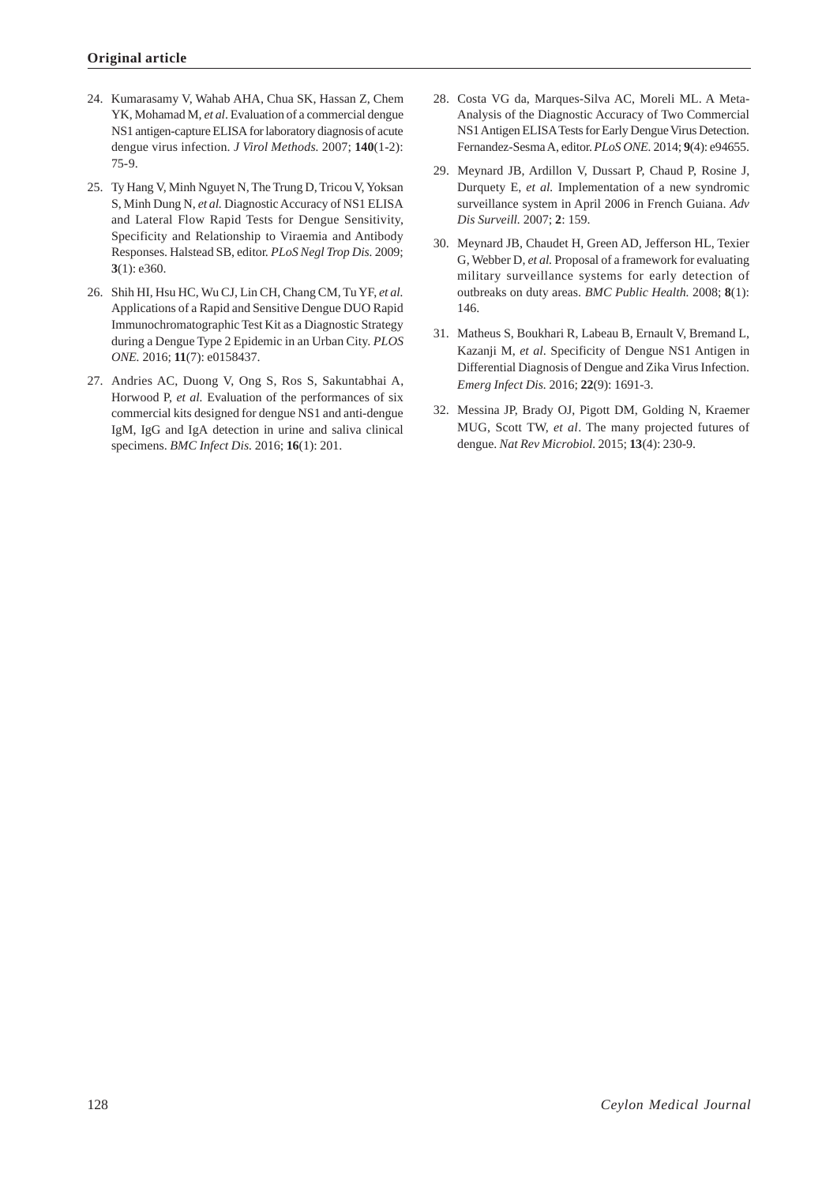24. Kumarasamy V, Wahab AHA, Chua SK, Hassan Z, Chem YK, Mohamad M, *et al*. Evaluation of a commercial dengue NS1 antigen-capture ELISA for laboratory diagnosis of acute dengue virus infection. *J Virol Methods.* 2007; **140**(1-2): 75-9.

25. Ty Hang V, Minh Nguyet N, The Trung D, Tricou V, Yoksan S, Minh Dung N, *et al.* Diagnostic Accuracy of NS1 ELISA and Lateral Flow Rapid Tests for Dengue Sensitivity, Specificity and Relationship to Viraemia and Antibody Responses. Halstead SB, editor. *PLoS Negl Trop Dis.* 2009; **3**(1): e360.

26. Shih HI, Hsu HC, Wu CJ, Lin CH, Chang CM, Tu YF, *et al.* Applications of a Rapid and Sensitive Dengue DUO Rapid Immunochromatographic Test Kit as a Diagnostic Strategy during a Dengue Type 2 Epidemic in an Urban City. *PLOS ONE.* 2016; **11**(7): e0158437.

27. Andries AC, Duong V, Ong S, Ros S, Sakuntabhai A, Horwood P, *et al.* Evaluation of the performances of six commercial kits designed for dengue NS1 and anti-dengue IgM, IgG and IgA detection in urine and saliva clinical specimens. *BMC Infect Dis.* 2016; **16**(1): 201.

28. Costa VG da, Marques-Silva AC, Moreli ML. A Meta-Analysis of the Diagnostic Accuracy of Two Commercial NS1 Antigen ELISA Tests for Early Dengue Virus Detection. Fernandez-Sesma A, editor. *PLoS ONE.* 2014; **9**(4): e94655.

29. Meynard JB, Ardillon V, Dussart P, Chaud P, Rosine J, Durquety E, *et al.* Implementation of a new syndromic surveillance system in April 2006 in French Guiana. *Adv Dis Surveill.* 2007; **2**: 159.

30. Meynard JB, Chaudet H, Green AD, Jefferson HL, Texier G, Webber D, *et al.* Proposal of a framework for evaluating military surveillance systems for early detection of outbreaks on duty areas. *BMC Public Health.* 2008; **8**(1): 146.

31. Matheus S, Boukhari R, Labeau B, Ernault V, Bremand L, Kazanji M, *et al*. Specificity of Dengue NS1 Antigen in Differential Diagnosis of Dengue and Zika Virus Infection. *Emerg Infect Dis.* 2016; **22**(9): 1691-3.

32. Messina JP, Brady OJ, Pigott DM, Golding N, Kraemer MUG, Scott TW, *et al*. The many projected futures of dengue. *Nat Rev Microbiol.* 2015; **13**(4): 230-9.